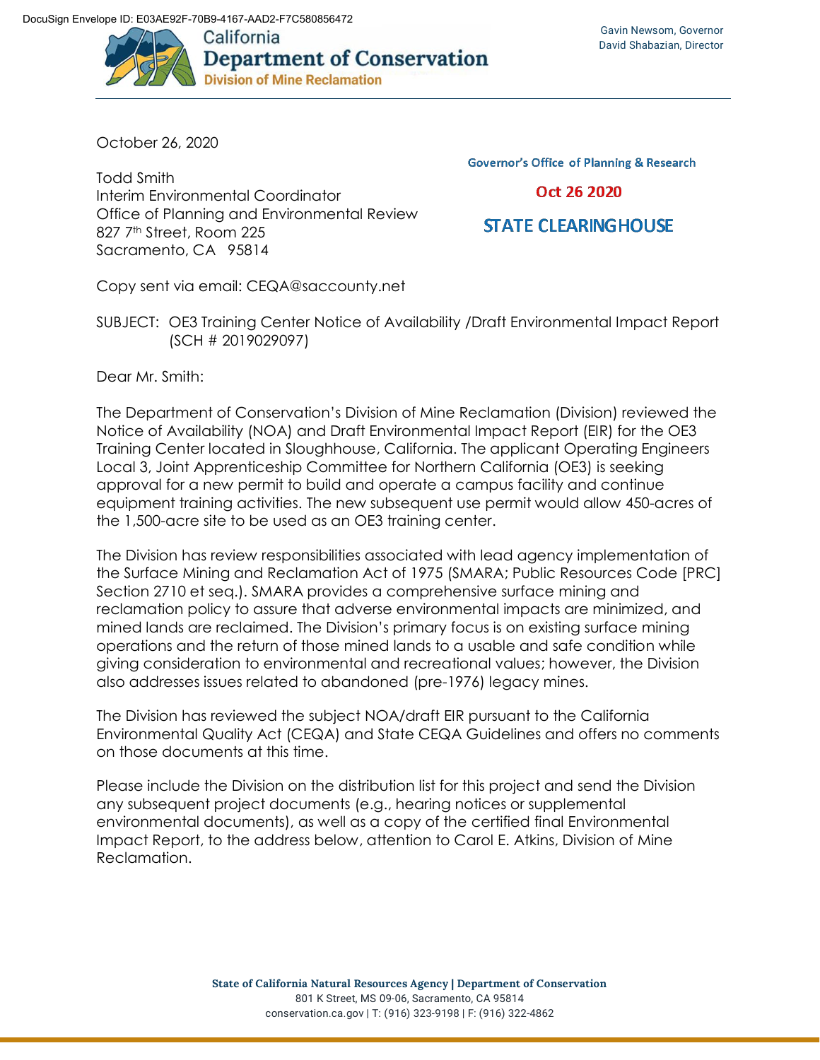DocuSign Envelope ID: E03AE92F-70B9-4167-AAD2-F7C580856472

California
**Department of Conservation**
**Division of Mine Reclamation**

Gavin Newsom, Governor
David Shabazian, Director

October 26, 2020

Todd Smith
Interim Environmental Coordinator
Office of Planning and Environmental Review
827 7th Street, Room 225
Sacramento, CA 95814

Governor's Office of Planning & Research
Oct 26 2020
STATE CLEARINGHOUSE

Copy sent via email: CEQA@saccounty.net

SUBJECT: OE3 Training Center Notice of Availability /Draft Environmental Impact Report (SCH # 2019029097)

Dear Mr. Smith:

The Department of Conservation's Division of Mine Reclamation (Division) reviewed the Notice of Availability (NOA) and Draft Environmental Impact Report (EIR) for the OE3 Training Center located in Sloughhouse, California. The applicant Operating Engineers Local 3, Joint Apprenticeship Committee for Northern California (OE3) is seeking approval for a new permit to build and operate a campus facility and continue equipment training activities. The new subsequent use permit would allow 450-acres of the 1,500-acre site to be used as an OE3 training center.

The Division has review responsibilities associated with lead agency implementation of the Surface Mining and Reclamation Act of 1975 (SMARA; Public Resources Code [PRC] Section 2710 et seq.). SMARA provides a comprehensive surface mining and reclamation policy to assure that adverse environmental impacts are minimized, and mined lands are reclaimed. The Division's primary focus is on existing surface mining operations and the return of those mined lands to a usable and safe condition while giving consideration to environmental and recreational values; however, the Division also addresses issues related to abandoned (pre-1976) legacy mines.

The Division has reviewed the subject NOA/draft EIR pursuant to the California Environmental Quality Act (CEQA) and State CEQA Guidelines and offers no comments on those documents at this time.

Please include the Division on the distribution list for this project and send the Division any subsequent project documents (e.g., hearing notices or supplemental environmental documents), as well as a copy of the certified final Environmental Impact Report, to the address below, attention to Carol E. Atkins, Division of Mine Reclamation.

**State of California Natural Resources Agency | Department of Conservation**
801 K Street, MS 09-06, Sacramento, CA 95814
conservation.ca.gov | T: (916) 323-9198 | F: (916) 322-4862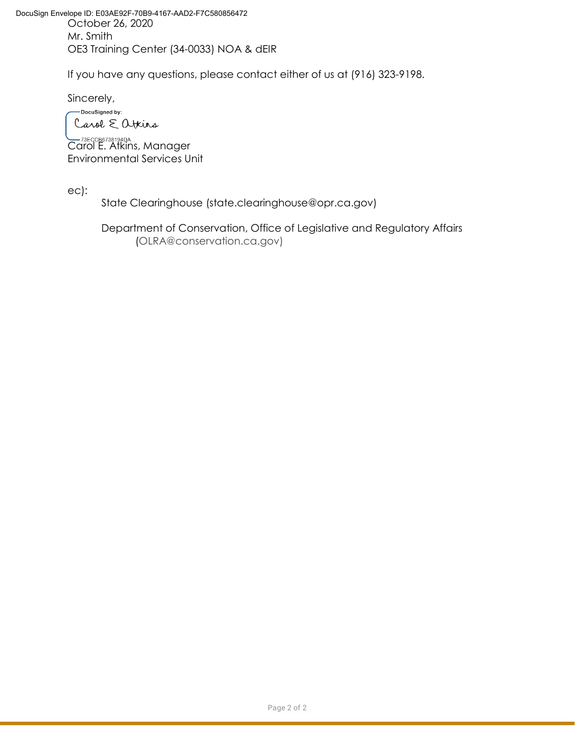October 26, 2020
Mr. Smith
OE3 Training Center (34-0033) NOA & dEIR

If you have any questions, please contact either of us at (916) 323-9198.

Sincerely,

DocuSigned by:
Carol E Atkins
73ECCB8738194DA...

Carol E. Atkins, Manager
Environmental Services Unit

ec):

State Clearinghouse (state.clearinghouse@opr.ca.gov)

Department of Conservation, Office of Legislative and Regulatory Affairs (OLRA@conservation.ca.gov)